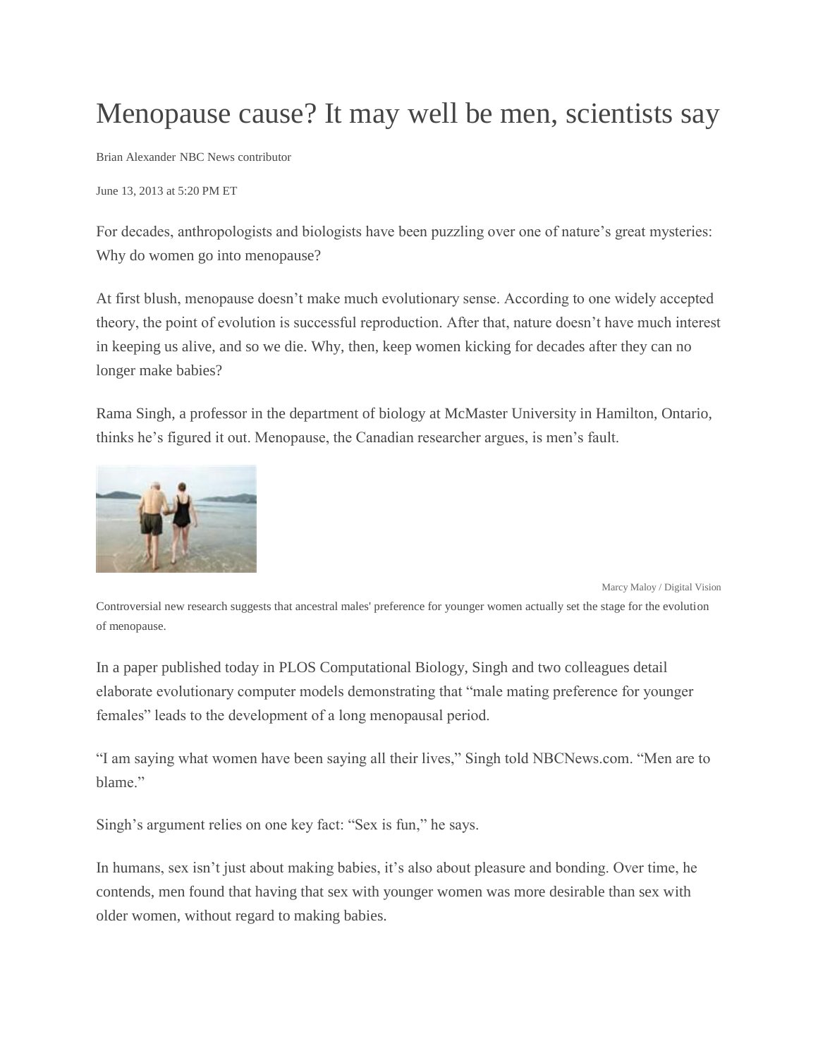# Menopause cause? It may well be men, scientists say

Brian Alexander NBC News contributor

June 13, 2013 at 5:20 PM ET

For decades, anthropologists and biologists have been puzzling over one of nature's great mysteries: Why do women go into menopause?

At first blush, menopause doesn't make much evolutionary sense. According to one widely accepted theory, the point of evolution is successful reproduction. After that, nature doesn't have much interest in keeping us alive, and so we die. Why, then, keep women kicking for decades after they can no longer make babies?

Rama Singh, a professor in the department of biology at McMaster University in Hamilton, Ontario, thinks he's figured it out. Menopause, the Canadian researcher argues, is men's fault.

Marcy Maloy / Digital Vision

Controversial new research suggests that ancestral males' preference for younger women actually set the stage for the evolution of menopause.

In a paper published today in PLOS Computational Biology, Singh and two colleagues detail elaborate evolutionary computer models demonstrating that "male mating preference for younger females" leads to the development of a long menopausal period.

"I am saying what women have been saying all their lives," Singh told NBCNews.com. "Men are to blame."

Singh's argument relies on one key fact: "Sex is fun," he says.

In humans, sex isn't just about making babies, it's also about pleasure and bonding. Over time, he contends, men found that having that sex with younger women was more desirable than sex with older women, without regard to making babies.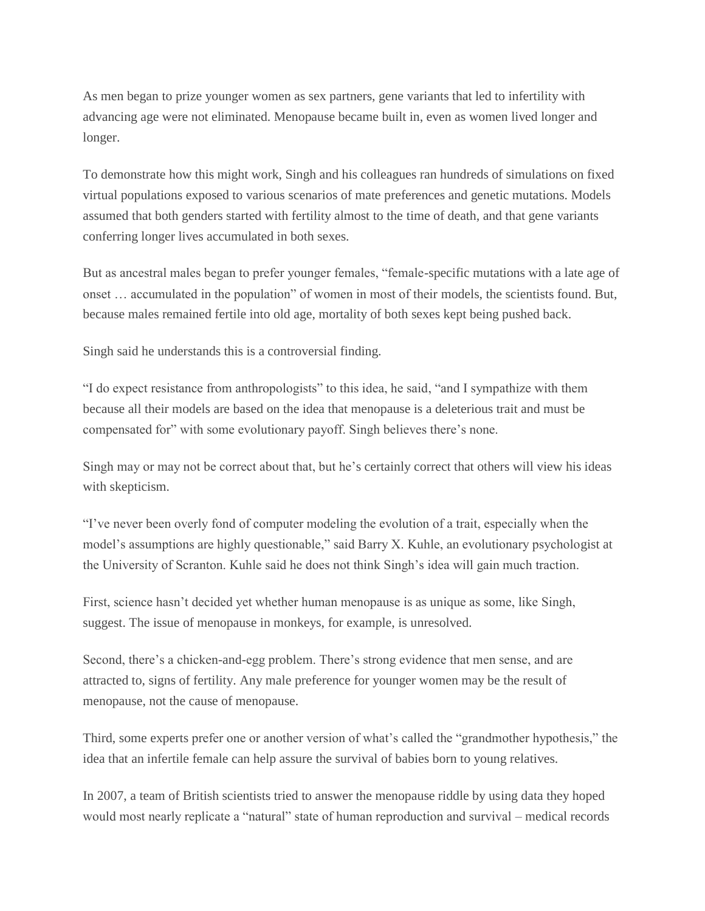As men began to prize younger women as sex partners, gene variants that led to infertility with advancing age were not eliminated. Menopause became built in, even as women lived longer and longer.

To demonstrate how this might work, Singh and his colleagues ran hundreds of simulations on fixed virtual populations exposed to various scenarios of mate preferences and genetic mutations. Models assumed that both genders started with fertility almost to the time of death, and that gene variants conferring longer lives accumulated in both sexes.

But as ancestral males began to prefer younger females, "female-specific mutations with a late age of onset … accumulated in the population" of women in most of their models, the scientists found. But, because males remained fertile into old age, mortality of both sexes kept being pushed back.

Singh said he understands this is a controversial finding.

"I do expect resistance from anthropologists" to this idea, he said, "and I sympathize with them because all their models are based on the idea that menopause is a deleterious trait and must be compensated for" with some evolutionary payoff. Singh believes there's none.

Singh may or may not be correct about that, but he's certainly correct that others will view his ideas with skepticism.

"I've never been overly fond of computer modeling the evolution of a trait, especially when the model's assumptions are highly questionable," said Barry X. Kuhle, an evolutionary psychologist at the University of Scranton. Kuhle said he does not think Singh's idea will gain much traction.

First, science hasn't decided yet whether human menopause is as unique as some, like Singh, suggest. The issue of menopause in monkeys, for example, is unresolved.

Second, there's a chicken-and-egg problem. There's strong evidence that men sense, and are attracted to, signs of fertility. Any male preference for younger women may be the result of menopause, not the cause of menopause.

Third, some experts prefer one or another version of what's called the "grandmother hypothesis," the idea that an infertile female can help assure the survival of babies born to young relatives.

In 2007, a team of British scientists tried to answer the menopause riddle by using data they hoped would most nearly replicate a "natural" state of human reproduction and survival – medical records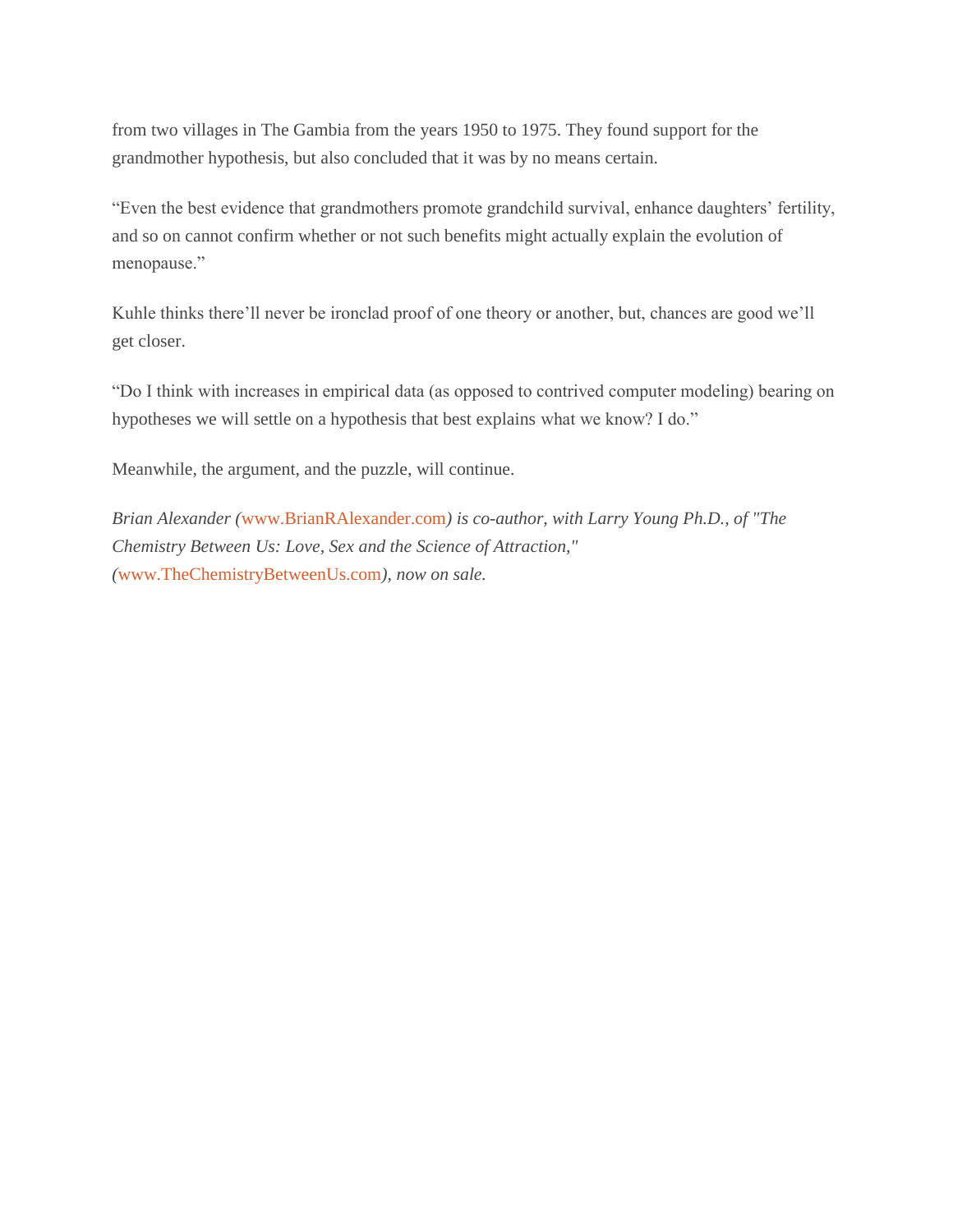from two villages in The Gambia from the years 1950 to 1975. They found support for the grandmother hypothesis, but also concluded that it was by no means certain.

"Even the best evidence that grandmothers promote grandchild survival, enhance daughters' fertility, and so on cannot confirm whether or not such benefits might actually explain the evolution of menopause."

Kuhle thinks there'll never be ironclad proof of one theory or another, but, chances are good we'll get closer.

"Do I think with increases in empirical data (as opposed to contrived computer modeling) bearing on hypotheses we will settle on a hypothesis that best explains what we know? I do."

Meanwhile, the argument, and the puzzle, will continue.

*Brian Alexander (www.BrianRAlexander.com) is co-author, with Larry Young Ph.D., of "The Chemistry Between Us: Love, Sex and the Science of Attraction," (www.TheChemistryBetweenUs.com), now on sale.*